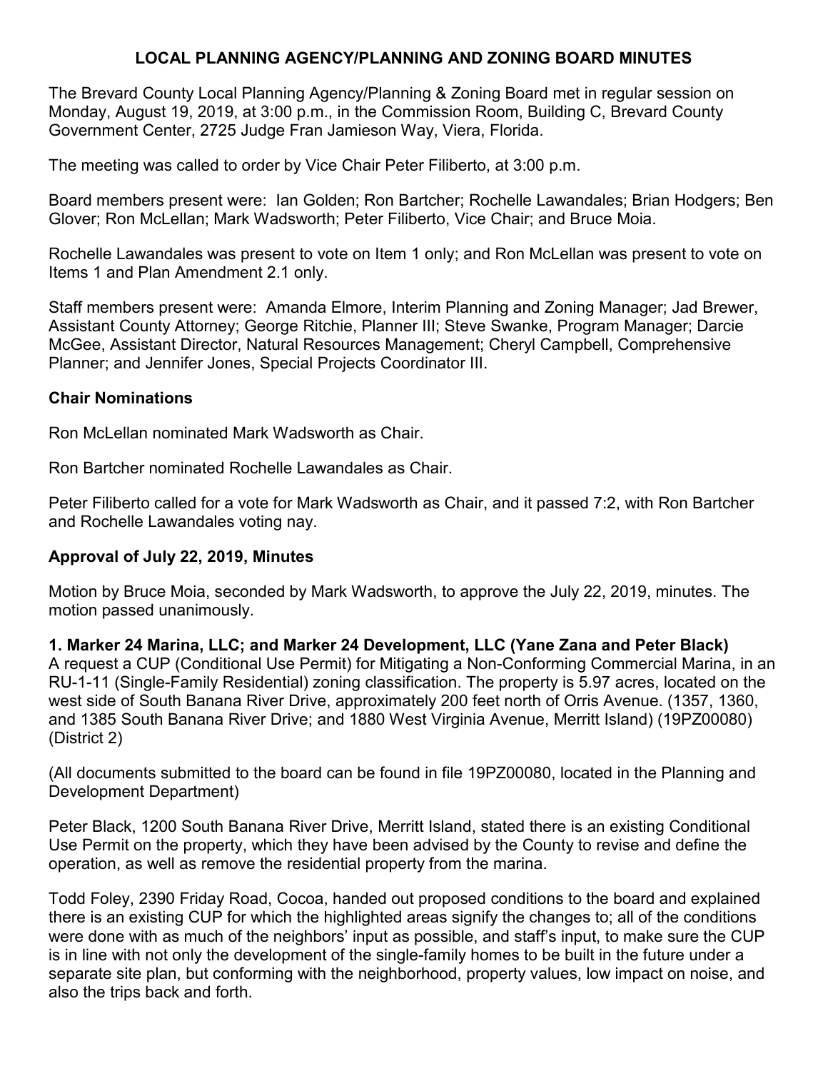## LOCAL PLANNING AGENCY/PLANNING AND ZONING BOARD MINUTES

The Brevard County Local Planning Agency/Planning & Zoning Board met in regular session on Monday, August 19, 2019, at 3:00 p.m., in the Commission Room, Building C, Brevard County Government Center, 2725 Judge Fran Jamieson Way, Viera, Florida.

The meeting was called to order by Vice Chair Peter Filiberto, at 3:00 p.m.

Board members present were: Ian Golden; Ron Bartcher; Rochelle Lawandales; Brian Hodgers; Ben Glover; Ron McLellan; Mark Wadsworth; Peter Filiberto, Vice Chair; and Bruce Moia.

Rochelle Lawandales was present to vote on Item 1 only; and Ron McLellan was present to vote on Items 1 and Plan Amendment 2.1 only.

Staff members present were: Amanda Elmore, Interim Planning and Zoning Manager; Jad Brewer, Assistant County Attorney; George Ritchie, Planner III; Steve Swanke, Program Manager; Darcie McGee, Assistant Director, Natural Resources Management; Cheryl Campbell, Comprehensive Planner; and Jennifer Jones, Special Projects Coordinator III.

**Chair Nominations**

Ron McLellan nominated Mark Wadsworth as Chair.

Ron Bartcher nominated Rochelle Lawandales as Chair.

Peter Filiberto called for a vote for Mark Wadsworth as Chair, and it passed 7:2, with Ron Bartcher and Rochelle Lawandales voting nay.

**Approval of July 22, 2019, Minutes**

Motion by Bruce Moia, seconded by Mark Wadsworth, to approve the July 22, 2019, minutes. The motion passed unanimously.

**1. Marker 24 Marina, LLC; and Marker 24 Development, LLC (Yane Zana and Peter Black)**
A request a CUP (Conditional Use Permit) for Mitigating a Non-Conforming Commercial Marina, in an RU-1-11 (Single-Family Residential) zoning classification. The property is 5.97 acres, located on the west side of South Banana River Drive, approximately 200 feet north of Orris Avenue. (1357, 1360, and 1385 South Banana River Drive; and 1880 West Virginia Avenue, Merritt Island) (19PZ00080) (District 2)

(All documents submitted to the board can be found in file 19PZ00080, located in the Planning and Development Department)

Peter Black, 1200 South Banana River Drive, Merritt Island, stated there is an existing Conditional Use Permit on the property, which they have been advised by the County to revise and define the operation, as well as remove the residential property from the marina.

Todd Foley, 2390 Friday Road, Cocoa, handed out proposed conditions to the board and explained there is an existing CUP for which the highlighted areas signify the changes to; all of the conditions were done with as much of the neighbors' input as possible, and staff's input, to make sure the CUP is in line with not only the development of the single-family homes to be built in the future under a separate site plan, but conforming with the neighborhood, property values, low impact on noise, and also the trips back and forth.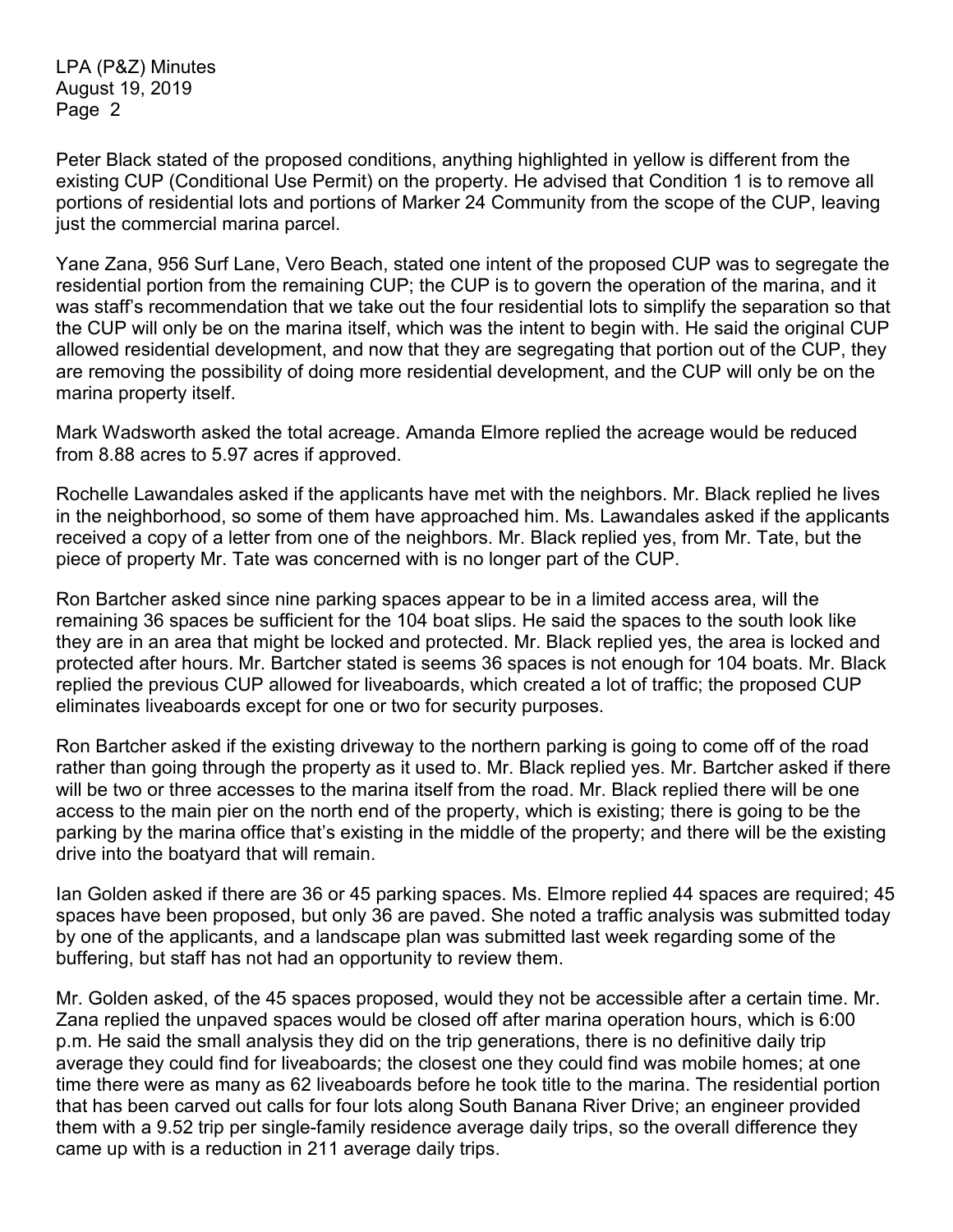Peter Black stated of the proposed conditions, anything highlighted in yellow is different from the existing CUP (Conditional Use Permit) on the property. He advised that Condition 1 is to remove all portions of residential lots and portions of Marker 24 Community from the scope of the CUP, leaving just the commercial marina parcel.

Yane Zana, 956 Surf Lane, Vero Beach, stated one intent of the proposed CUP was to segregate the residential portion from the remaining CUP; the CUP is to govern the operation of the marina, and it was staff's recommendation that we take out the four residential lots to simplify the separation so that the CUP will only be on the marina itself, which was the intent to begin with. He said the original CUP allowed residential development, and now that they are segregating that portion out of the CUP, they are removing the possibility of doing more residential development, and the CUP will only be on the marina property itself.

Mark Wadsworth asked the total acreage. Amanda Elmore replied the acreage would be reduced from 8.88 acres to 5.97 acres if approved.

Rochelle Lawandales asked if the applicants have met with the neighbors. Mr. Black replied he lives in the neighborhood, so some of them have approached him. Ms. Lawandales asked if the applicants received a copy of a letter from one of the neighbors. Mr. Black replied yes, from Mr. Tate, but the piece of property Mr. Tate was concerned with is no longer part of the CUP.

Ron Bartcher asked since nine parking spaces appear to be in a limited access area, will the remaining 36 spaces be sufficient for the 104 boat slips. He said the spaces to the south look like they are in an area that might be locked and protected. Mr. Black replied yes, the area is locked and protected after hours. Mr. Bartcher stated is seems 36 spaces is not enough for 104 boats. Mr. Black replied the previous CUP allowed for liveaboards, which created a lot of traffic; the proposed CUP eliminates liveaboards except for one or two for security purposes.

Ron Bartcher asked if the existing driveway to the northern parking is going to come off of the road rather than going through the property as it used to. Mr. Black replied yes. Mr. Bartcher asked if there will be two or three accesses to the marina itself from the road. Mr. Black replied there will be one access to the main pier on the north end of the property, which is existing; there is going to be the parking by the marina office that's existing in the middle of the property; and there will be the existing drive into the boatyard that will remain.

Ian Golden asked if there are 36 or 45 parking spaces. Ms. Elmore replied 44 spaces are required; 45 spaces have been proposed, but only 36 are paved. She noted a traffic analysis was submitted today by one of the applicants, and a landscape plan was submitted last week regarding some of the buffering, but staff has not had an opportunity to review them.

Mr. Golden asked, of the 45 spaces proposed, would they not be accessible after a certain time. Mr. Zana replied the unpaved spaces would be closed off after marina operation hours, which is 6:00 p.m. He said the small analysis they did on the trip generations, there is no definitive daily trip average they could find for liveaboards; the closest one they could find was mobile homes; at one time there were as many as 62 liveaboards before he took title to the marina. The residential portion that has been carved out calls for four lots along South Banana River Drive; an engineer provided them with a 9.52 trip per single-family residence average daily trips, so the overall difference they came up with is a reduction in 211 average daily trips.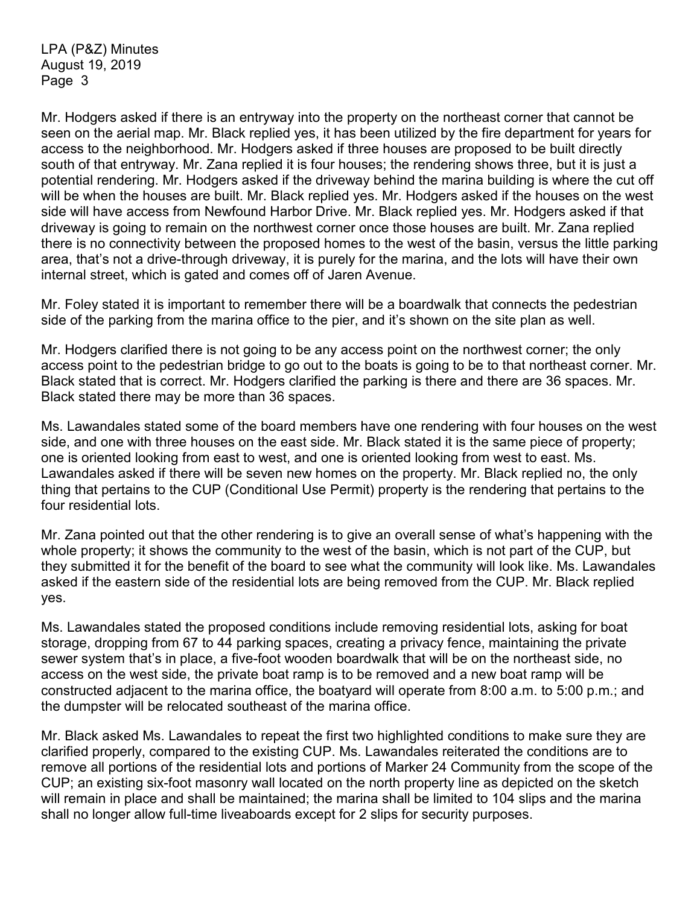Mr. Hodgers asked if there is an entryway into the property on the northeast corner that cannot be seen on the aerial map. Mr. Black replied yes, it has been utilized by the fire department for years for access to the neighborhood. Mr. Hodgers asked if three houses are proposed to be built directly south of that entryway. Mr. Zana replied it is four houses; the rendering shows three, but it is just a potential rendering. Mr. Hodgers asked if the driveway behind the marina building is where the cut off will be when the houses are built. Mr. Black replied yes. Mr. Hodgers asked if the houses on the west side will have access from Newfound Harbor Drive. Mr. Black replied yes. Mr. Hodgers asked if that driveway is going to remain on the northwest corner once those houses are built. Mr. Zana replied there is no connectivity between the proposed homes to the west of the basin, versus the little parking area, that's not a drive-through driveway, it is purely for the marina, and the lots will have their own internal street, which is gated and comes off of Jaren Avenue.

Mr. Foley stated it is important to remember there will be a boardwalk that connects the pedestrian side of the parking from the marina office to the pier, and it's shown on the site plan as well.

Mr. Hodgers clarified there is not going to be any access point on the northwest corner; the only access point to the pedestrian bridge to go out to the boats is going to be to that northeast corner. Mr. Black stated that is correct. Mr. Hodgers clarified the parking is there and there are 36 spaces. Mr. Black stated there may be more than 36 spaces.

Ms. Lawandales stated some of the board members have one rendering with four houses on the west side, and one with three houses on the east side. Mr. Black stated it is the same piece of property; one is oriented looking from east to west, and one is oriented looking from west to east. Ms. Lawandales asked if there will be seven new homes on the property. Mr. Black replied no, the only thing that pertains to the CUP (Conditional Use Permit) property is the rendering that pertains to the four residential lots.

Mr. Zana pointed out that the other rendering is to give an overall sense of what's happening with the whole property; it shows the community to the west of the basin, which is not part of the CUP, but they submitted it for the benefit of the board to see what the community will look like. Ms. Lawandales asked if the eastern side of the residential lots are being removed from the CUP. Mr. Black replied yes.

Ms. Lawandales stated the proposed conditions include removing residential lots, asking for boat storage, dropping from 67 to 44 parking spaces, creating a privacy fence, maintaining the private sewer system that's in place, a five-foot wooden boardwalk that will be on the northeast side, no access on the west side, the private boat ramp is to be removed and a new boat ramp will be constructed adjacent to the marina office, the boatyard will operate from 8:00 a.m. to 5:00 p.m.; and the dumpster will be relocated southeast of the marina office.

Mr. Black asked Ms. Lawandales to repeat the first two highlighted conditions to make sure they are clarified properly, compared to the existing CUP. Ms. Lawandales reiterated the conditions are to remove all portions of the residential lots and portions of Marker 24 Community from the scope of the CUP; an existing six-foot masonry wall located on the north property line as depicted on the sketch will remain in place and shall be maintained; the marina shall be limited to 104 slips and the marina shall no longer allow full-time liveaboards except for 2 slips for security purposes.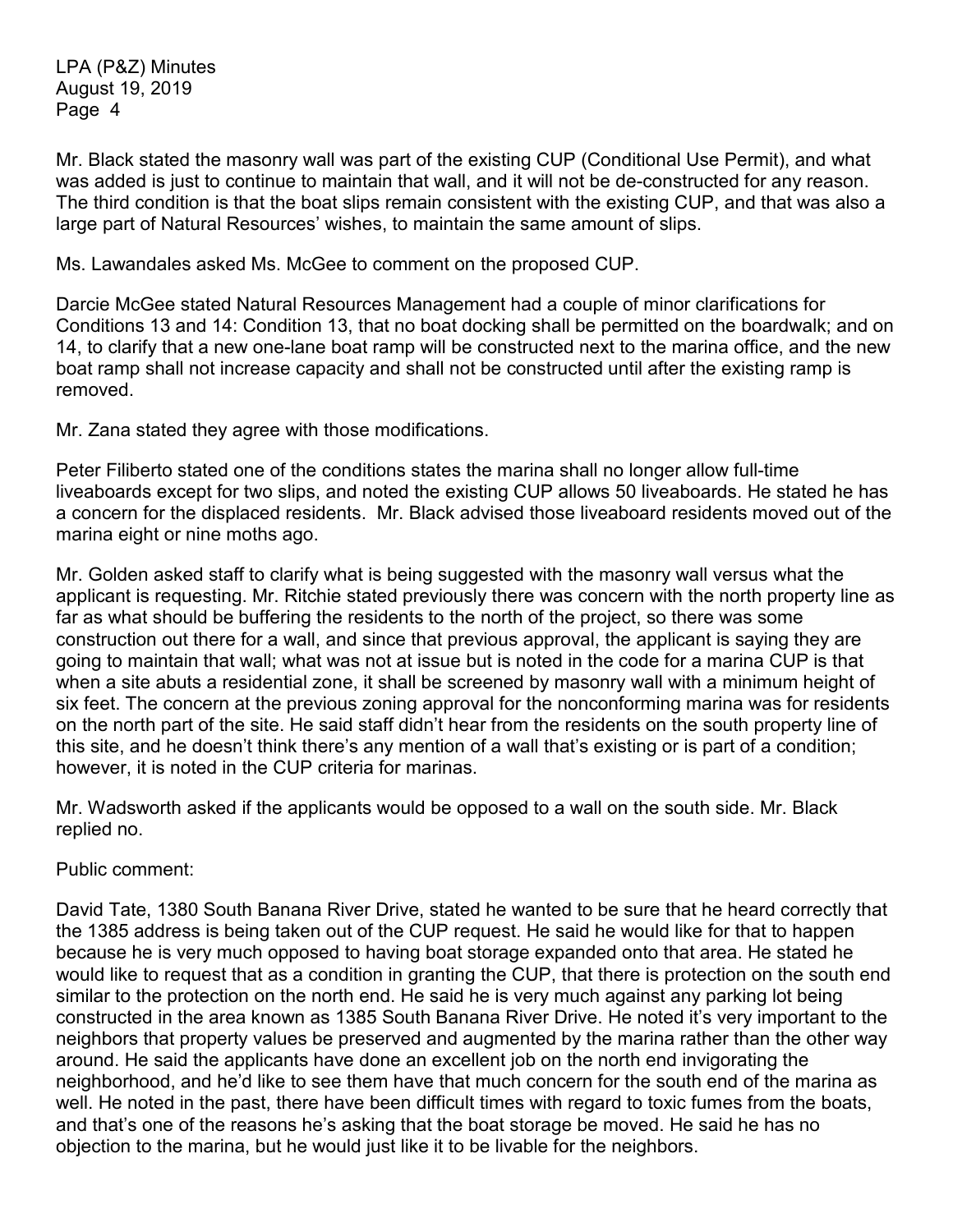Mr. Black stated the masonry wall was part of the existing CUP (Conditional Use Permit), and what was added is just to continue to maintain that wall, and it will not be de-constructed for any reason. The third condition is that the boat slips remain consistent with the existing CUP, and that was also a large part of Natural Resources' wishes, to maintain the same amount of slips.

Ms. Lawandales asked Ms. McGee to comment on the proposed CUP.

Darcie McGee stated Natural Resources Management had a couple of minor clarifications for Conditions 13 and 14: Condition 13, that no boat docking shall be permitted on the boardwalk; and on 14, to clarify that a new one-lane boat ramp will be constructed next to the marina office, and the new boat ramp shall not increase capacity and shall not be constructed until after the existing ramp is removed.

Mr. Zana stated they agree with those modifications.

Peter Filiberto stated one of the conditions states the marina shall no longer allow full-time liveaboards except for two slips, and noted the existing CUP allows 50 liveaboards. He stated he has a concern for the displaced residents. Mr. Black advised those liveaboard residents moved out of the marina eight or nine moths ago.

Mr. Golden asked staff to clarify what is being suggested with the masonry wall versus what the applicant is requesting. Mr. Ritchie stated previously there was concern with the north property line as far as what should be buffering the residents to the north of the project, so there was some construction out there for a wall, and since that previous approval, the applicant is saying they are going to maintain that wall; what was not at issue but is noted in the code for a marina CUP is that when a site abuts a residential zone, it shall be screened by masonry wall with a minimum height of six feet. The concern at the previous zoning approval for the nonconforming marina was for residents on the north part of the site. He said staff didn't hear from the residents on the south property line of this site, and he doesn't think there's any mention of a wall that's existing or is part of a condition; however, it is noted in the CUP criteria for marinas.

Mr. Wadsworth asked if the applicants would be opposed to a wall on the south side. Mr. Black replied no.

Public comment:

David Tate, 1380 South Banana River Drive, stated he wanted to be sure that he heard correctly that the 1385 address is being taken out of the CUP request. He said he would like for that to happen because he is very much opposed to having boat storage expanded onto that area. He stated he would like to request that as a condition in granting the CUP, that there is protection on the south end similar to the protection on the north end. He said he is very much against any parking lot being constructed in the area known as 1385 South Banana River Drive. He noted it's very important to the neighbors that property values be preserved and augmented by the marina rather than the other way around. He said the applicants have done an excellent job on the north end invigorating the neighborhood, and he'd like to see them have that much concern for the south end of the marina as well. He noted in the past, there have been difficult times with regard to toxic fumes from the boats, and that's one of the reasons he's asking that the boat storage be moved. He said he has no objection to the marina, but he would just like it to be livable for the neighbors.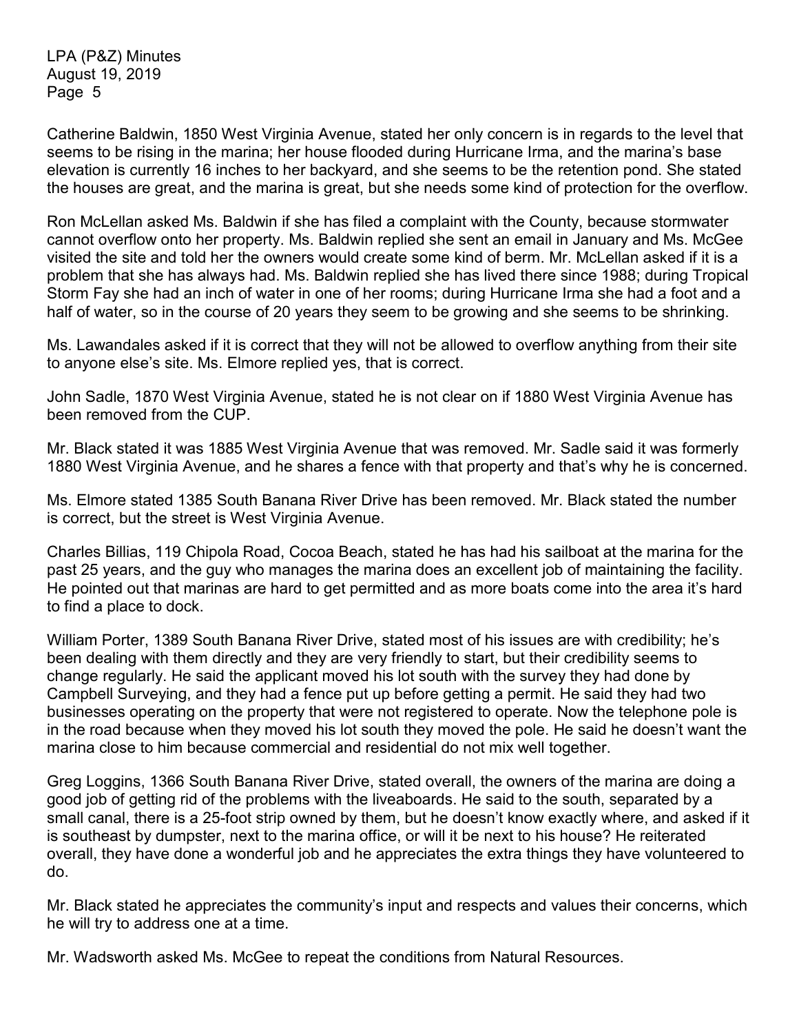Catherine Baldwin, 1850 West Virginia Avenue, stated her only concern is in regards to the level that seems to be rising in the marina; her house flooded during Hurricane Irma, and the marina's base elevation is currently 16 inches to her backyard, and she seems to be the retention pond. She stated the houses are great, and the marina is great, but she needs some kind of protection for the overflow.

Ron McLellan asked Ms. Baldwin if she has filed a complaint with the County, because stormwater cannot overflow onto her property. Ms. Baldwin replied she sent an email in January and Ms. McGee visited the site and told her the owners would create some kind of berm. Mr. McLellan asked if it is a problem that she has always had. Ms. Baldwin replied she has lived there since 1988; during Tropical Storm Fay she had an inch of water in one of her rooms; during Hurricane Irma she had a foot and a half of water, so in the course of 20 years they seem to be growing and she seems to be shrinking.

Ms. Lawandales asked if it is correct that they will not be allowed to overflow anything from their site to anyone else's site. Ms. Elmore replied yes, that is correct.

John Sadle, 1870 West Virginia Avenue, stated he is not clear on if 1880 West Virginia Avenue has been removed from the CUP.

Mr. Black stated it was 1885 West Virginia Avenue that was removed. Mr. Sadle said it was formerly 1880 West Virginia Avenue, and he shares a fence with that property and that's why he is concerned.

Ms. Elmore stated 1385 South Banana River Drive has been removed. Mr. Black stated the number is correct, but the street is West Virginia Avenue.

Charles Billias, 119 Chipola Road, Cocoa Beach, stated he has had his sailboat at the marina for the past 25 years, and the guy who manages the marina does an excellent job of maintaining the facility. He pointed out that marinas are hard to get permitted and as more boats come into the area it's hard to find a place to dock.

William Porter, 1389 South Banana River Drive, stated most of his issues are with credibility; he's been dealing with them directly and they are very friendly to start, but their credibility seems to change regularly. He said the applicant moved his lot south with the survey they had done by Campbell Surveying, and they had a fence put up before getting a permit. He said they had two businesses operating on the property that were not registered to operate. Now the telephone pole is in the road because when they moved his lot south they moved the pole. He said he doesn't want the marina close to him because commercial and residential do not mix well together.

Greg Loggins, 1366 South Banana River Drive, stated overall, the owners of the marina are doing a good job of getting rid of the problems with the liveaboards. He said to the south, separated by a small canal, there is a 25-foot strip owned by them, but he doesn't know exactly where, and asked if it is southeast by dumpster, next to the marina office, or will it be next to his house? He reiterated overall, they have done a wonderful job and he appreciates the extra things they have volunteered to do.

Mr. Black stated he appreciates the community's input and respects and values their concerns, which he will try to address one at a time.

Mr. Wadsworth asked Ms. McGee to repeat the conditions from Natural Resources.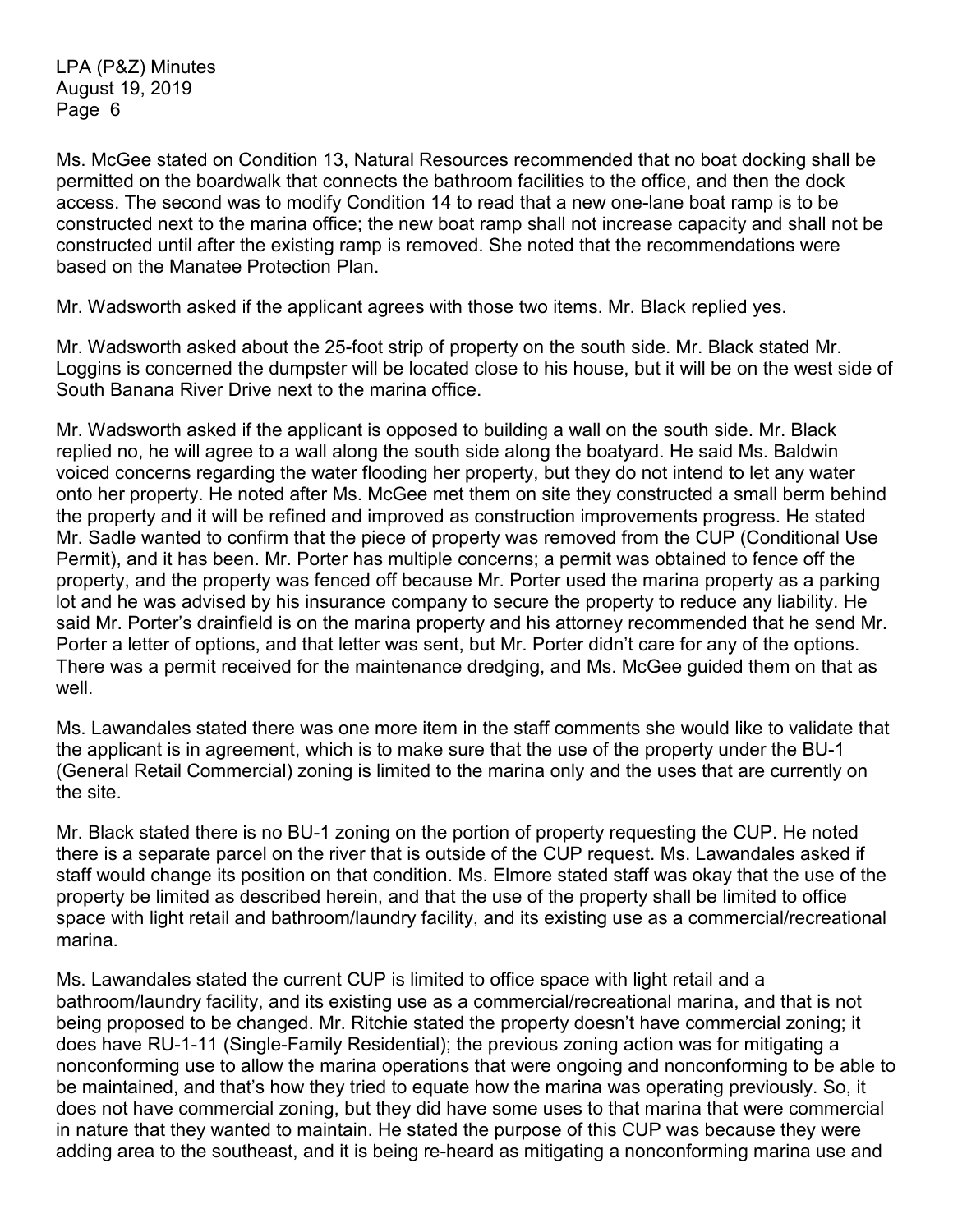Ms. McGee stated on Condition 13, Natural Resources recommended that no boat docking shall be permitted on the boardwalk that connects the bathroom facilities to the office, and then the dock access. The second was to modify Condition 14 to read that a new one-lane boat ramp is to be constructed next to the marina office; the new boat ramp shall not increase capacity and shall not be constructed until after the existing ramp is removed. She noted that the recommendations were based on the Manatee Protection Plan.

Mr. Wadsworth asked if the applicant agrees with those two items. Mr. Black replied yes.

Mr. Wadsworth asked about the 25-foot strip of property on the south side. Mr. Black stated Mr. Loggins is concerned the dumpster will be located close to his house, but it will be on the west side of South Banana River Drive next to the marina office.

Mr. Wadsworth asked if the applicant is opposed to building a wall on the south side. Mr. Black replied no, he will agree to a wall along the south side along the boatyard. He said Ms. Baldwin voiced concerns regarding the water flooding her property, but they do not intend to let any water onto her property. He noted after Ms. McGee met them on site they constructed a small berm behind the property and it will be refined and improved as construction improvements progress. He stated Mr. Sadle wanted to confirm that the piece of property was removed from the CUP (Conditional Use Permit), and it has been. Mr. Porter has multiple concerns; a permit was obtained to fence off the property, and the property was fenced off because Mr. Porter used the marina property as a parking lot and he was advised by his insurance company to secure the property to reduce any liability. He said Mr. Porter's drainfield is on the marina property and his attorney recommended that he send Mr. Porter a letter of options, and that letter was sent, but Mr. Porter didn't care for any of the options. There was a permit received for the maintenance dredging, and Ms. McGee guided them on that as well.

Ms. Lawandales stated there was one more item in the staff comments she would like to validate that the applicant is in agreement, which is to make sure that the use of the property under the BU-1 (General Retail Commercial) zoning is limited to the marina only and the uses that are currently on the site.

Mr. Black stated there is no BU-1 zoning on the portion of property requesting the CUP. He noted there is a separate parcel on the river that is outside of the CUP request. Ms. Lawandales asked if staff would change its position on that condition. Ms. Elmore stated staff was okay that the use of the property be limited as described herein, and that the use of the property shall be limited to office space with light retail and bathroom/laundry facility, and its existing use as a commercial/recreational marina.

Ms. Lawandales stated the current CUP is limited to office space with light retail and a bathroom/laundry facility, and its existing use as a commercial/recreational marina, and that is not being proposed to be changed. Mr. Ritchie stated the property doesn't have commercial zoning; it does have RU-1-11 (Single-Family Residential); the previous zoning action was for mitigating a nonconforming use to allow the marina operations that were ongoing and nonconforming to be able to be maintained, and that's how they tried to equate how the marina was operating previously. So, it does not have commercial zoning, but they did have some uses to that marina that were commercial in nature that they wanted to maintain. He stated the purpose of this CUP was because they were adding area to the southeast, and it is being re-heard as mitigating a nonconforming marina use and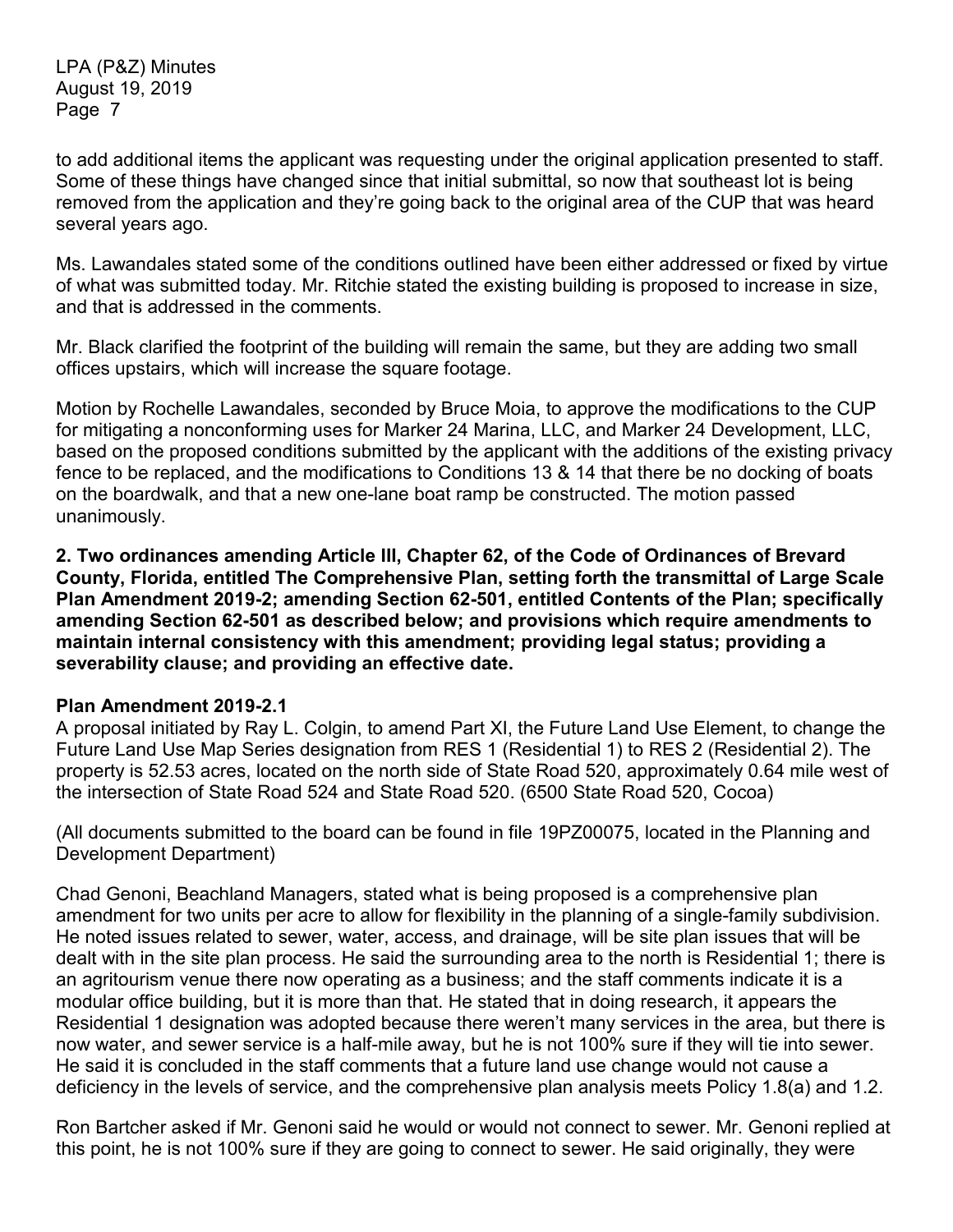to add additional items the applicant was requesting under the original application presented to staff. Some of these things have changed since that initial submittal, so now that southeast lot is being removed from the application and they're going back to the original area of the CUP that was heard several years ago.

Ms. Lawandales stated some of the conditions outlined have been either addressed or fixed by virtue of what was submitted today. Mr. Ritchie stated the existing building is proposed to increase in size, and that is addressed in the comments.

Mr. Black clarified the footprint of the building will remain the same, but they are adding two small offices upstairs, which will increase the square footage.

Motion by Rochelle Lawandales, seconded by Bruce Moia, to approve the modifications to the CUP for mitigating a nonconforming uses for Marker 24 Marina, LLC, and Marker 24 Development, LLC, based on the proposed conditions submitted by the applicant with the additions of the existing privacy fence to be replaced, and the modifications to Conditions 13 & 14 that there be no docking of boats on the boardwalk, and that a new one-lane boat ramp be constructed. The motion passed unanimously.

**2. Two ordinances amending Article III, Chapter 62, of the Code of Ordinances of Brevard County, Florida, entitled The Comprehensive Plan, setting forth the transmittal of Large Scale Plan Amendment 2019-2; amending Section 62-501, entitled Contents of the Plan; specifically amending Section 62-501 as described below; and provisions which require amendments to maintain internal consistency with this amendment; providing legal status; providing a severability clause; and providing an effective date.**

**Plan Amendment 2019-2.1**

A proposal initiated by Ray L. Colgin, to amend Part XI, the Future Land Use Element, to change the Future Land Use Map Series designation from RES 1 (Residential 1) to RES 2 (Residential 2). The property is 52.53 acres, located on the north side of State Road 520, approximately 0.64 mile west of the intersection of State Road 524 and State Road 520. (6500 State Road 520, Cocoa)

(All documents submitted to the board can be found in file 19PZ00075, located in the Planning and Development Department)

Chad Genoni, Beachland Managers, stated what is being proposed is a comprehensive plan amendment for two units per acre to allow for flexibility in the planning of a single-family subdivision. He noted issues related to sewer, water, access, and drainage, will be site plan issues that will be dealt with in the site plan process. He said the surrounding area to the north is Residential 1; there is an agritourism venue there now operating as a business; and the staff comments indicate it is a modular office building, but it is more than that. He stated that in doing research, it appears the Residential 1 designation was adopted because there weren't many services in the area, but there is now water, and sewer service is a half-mile away, but he is not 100% sure if they will tie into sewer. He said it is concluded in the staff comments that a future land use change would not cause a deficiency in the levels of service, and the comprehensive plan analysis meets Policy 1.8(a) and 1.2.

Ron Bartcher asked if Mr. Genoni said he would or would not connect to sewer. Mr. Genoni replied at this point, he is not 100% sure if they are going to connect to sewer. He said originally, they were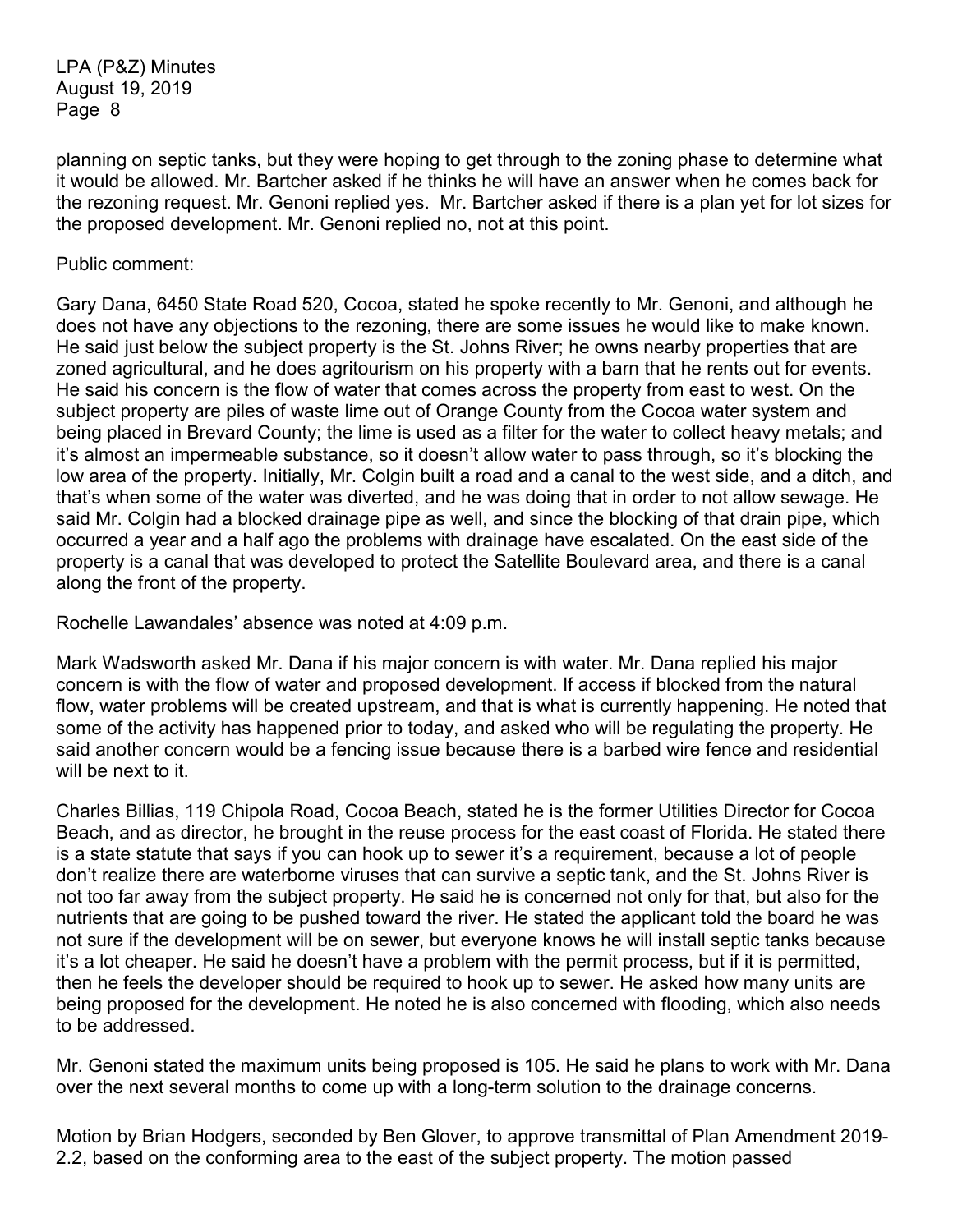planning on septic tanks, but they were hoping to get through to the zoning phase to determine what it would be allowed. Mr. Bartcher asked if he thinks he will have an answer when he comes back for the rezoning request. Mr. Genoni replied yes. Mr. Bartcher asked if there is a plan yet for lot sizes for the proposed development. Mr. Genoni replied no, not at this point.

Public comment:

Gary Dana, 6450 State Road 520, Cocoa, stated he spoke recently to Mr. Genoni, and although he does not have any objections to the rezoning, there are some issues he would like to make known. He said just below the subject property is the St. Johns River; he owns nearby properties that are zoned agricultural, and he does agritourism on his property with a barn that he rents out for events. He said his concern is the flow of water that comes across the property from east to west. On the subject property are piles of waste lime out of Orange County from the Cocoa water system and being placed in Brevard County; the lime is used as a filter for the water to collect heavy metals; and it's almost an impermeable substance, so it doesn't allow water to pass through, so it's blocking the low area of the property. Initially, Mr. Colgin built a road and a canal to the west side, and a ditch, and that's when some of the water was diverted, and he was doing that in order to not allow sewage. He said Mr. Colgin had a blocked drainage pipe as well, and since the blocking of that drain pipe, which occurred a year and a half ago the problems with drainage have escalated. On the east side of the property is a canal that was developed to protect the Satellite Boulevard area, and there is a canal along the front of the property.

Rochelle Lawandales' absence was noted at 4:09 p.m.

Mark Wadsworth asked Mr. Dana if his major concern is with water. Mr. Dana replied his major concern is with the flow of water and proposed development. If access if blocked from the natural flow, water problems will be created upstream, and that is what is currently happening. He noted that some of the activity has happened prior to today, and asked who will be regulating the property. He said another concern would be a fencing issue because there is a barbed wire fence and residential will be next to it.

Charles Billias, 119 Chipola Road, Cocoa Beach, stated he is the former Utilities Director for Cocoa Beach, and as director, he brought in the reuse process for the east coast of Florida. He stated there is a state statute that says if you can hook up to sewer it's a requirement, because a lot of people don't realize there are waterborne viruses that can survive a septic tank, and the St. Johns River is not too far away from the subject property. He said he is concerned not only for that, but also for the nutrients that are going to be pushed toward the river. He stated the applicant told the board he was not sure if the development will be on sewer, but everyone knows he will install septic tanks because it's a lot cheaper. He said he doesn't have a problem with the permit process, but if it is permitted, then he feels the developer should be required to hook up to sewer. He asked how many units are being proposed for the development. He noted he is also concerned with flooding, which also needs to be addressed.

Mr. Genoni stated the maximum units being proposed is 105. He said he plans to work with Mr. Dana over the next several months to come up with a long-term solution to the drainage concerns.

Motion by Brian Hodgers, seconded by Ben Glover, to approve transmittal of Plan Amendment 2019-2.2, based on the conforming area to the east of the subject property. The motion passed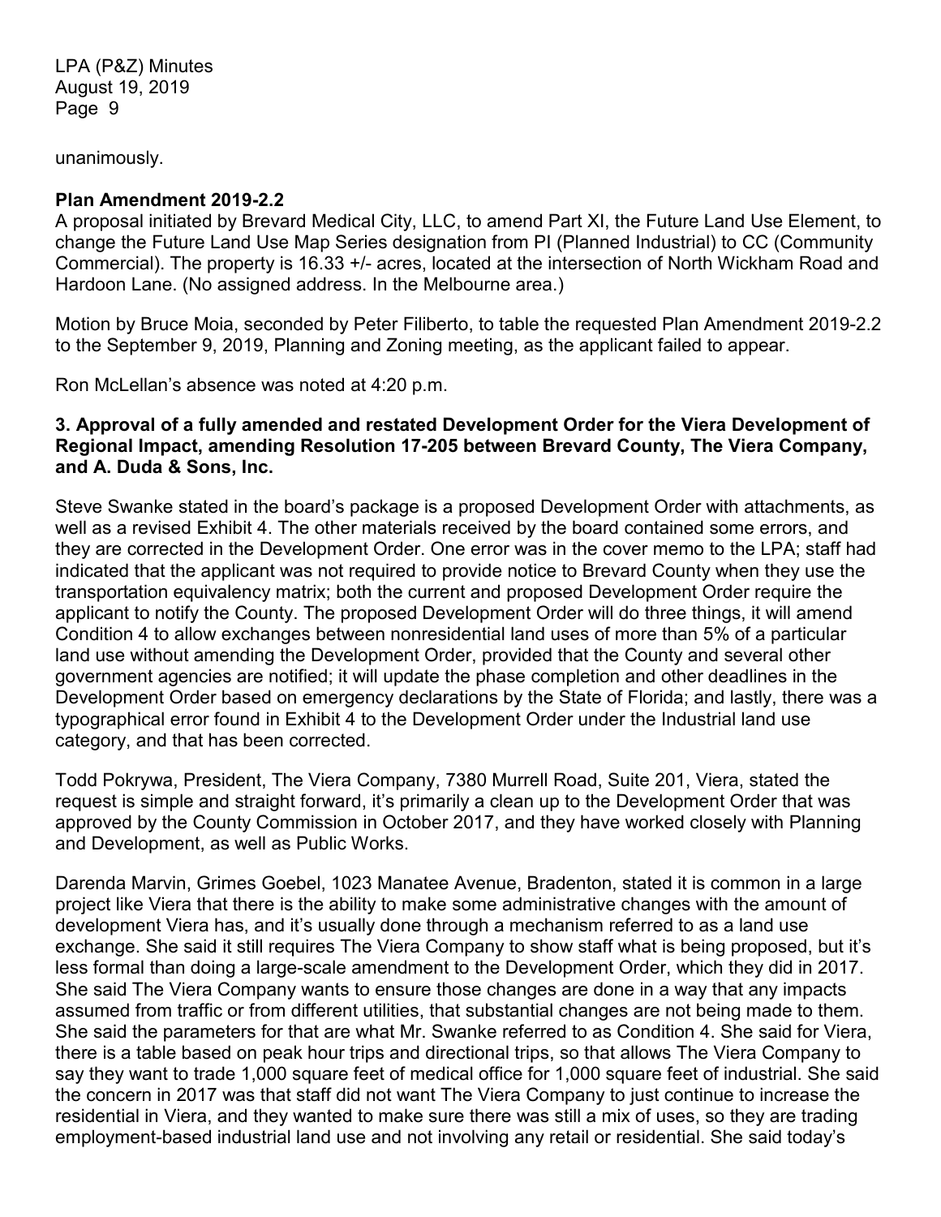unanimously.

**Plan Amendment 2019-2.2**

A proposal initiated by Brevard Medical City, LLC, to amend Part XI, the Future Land Use Element, to change the Future Land Use Map Series designation from PI (Planned Industrial) to CC (Community Commercial). The property is 16.33 +/- acres, located at the intersection of North Wickham Road and Hardoon Lane. (No assigned address. In the Melbourne area.)

Motion by Bruce Moia, seconded by Peter Filiberto, to table the requested Plan Amendment 2019-2.2 to the September 9, 2019, Planning and Zoning meeting, as the applicant failed to appear.

Ron McLellan's absence was noted at 4:20 p.m.

**3. Approval of a fully amended and restated Development Order for the Viera Development of Regional Impact, amending Resolution 17-205 between Brevard County, The Viera Company, and A. Duda & Sons, Inc.**

Steve Swanke stated in the board's package is a proposed Development Order with attachments, as well as a revised Exhibit 4. The other materials received by the board contained some errors, and they are corrected in the Development Order. One error was in the cover memo to the LPA; staff had indicated that the applicant was not required to provide notice to Brevard County when they use the transportation equivalency matrix; both the current and proposed Development Order require the applicant to notify the County. The proposed Development Order will do three things, it will amend Condition 4 to allow exchanges between nonresidential land uses of more than 5% of a particular land use without amending the Development Order, provided that the County and several other government agencies are notified; it will update the phase completion and other deadlines in the Development Order based on emergency declarations by the State of Florida; and lastly, there was a typographical error found in Exhibit 4 to the Development Order under the Industrial land use category, and that has been corrected.

Todd Pokrywa, President, The Viera Company, 7380 Murrell Road, Suite 201, Viera, stated the request is simple and straight forward, it's primarily a clean up to the Development Order that was approved by the County Commission in October 2017, and they have worked closely with Planning and Development, as well as Public Works.

Darenda Marvin, Grimes Goebel, 1023 Manatee Avenue, Bradenton, stated it is common in a large project like Viera that there is the ability to make some administrative changes with the amount of development Viera has, and it's usually done through a mechanism referred to as a land use exchange. She said it still requires The Viera Company to show staff what is being proposed, but it's less formal than doing a large-scale amendment to the Development Order, which they did in 2017. She said The Viera Company wants to ensure those changes are done in a way that any impacts assumed from traffic or from different utilities, that substantial changes are not being made to them. She said the parameters for that are what Mr. Swanke referred to as Condition 4. She said for Viera, there is a table based on peak hour trips and directional trips, so that allows The Viera Company to say they want to trade 1,000 square feet of medical office for 1,000 square feet of industrial. She said the concern in 2017 was that staff did not want The Viera Company to just continue to increase the residential in Viera, and they wanted to make sure there was still a mix of uses, so they are trading employment-based industrial land use and not involving any retail or residential. She said today's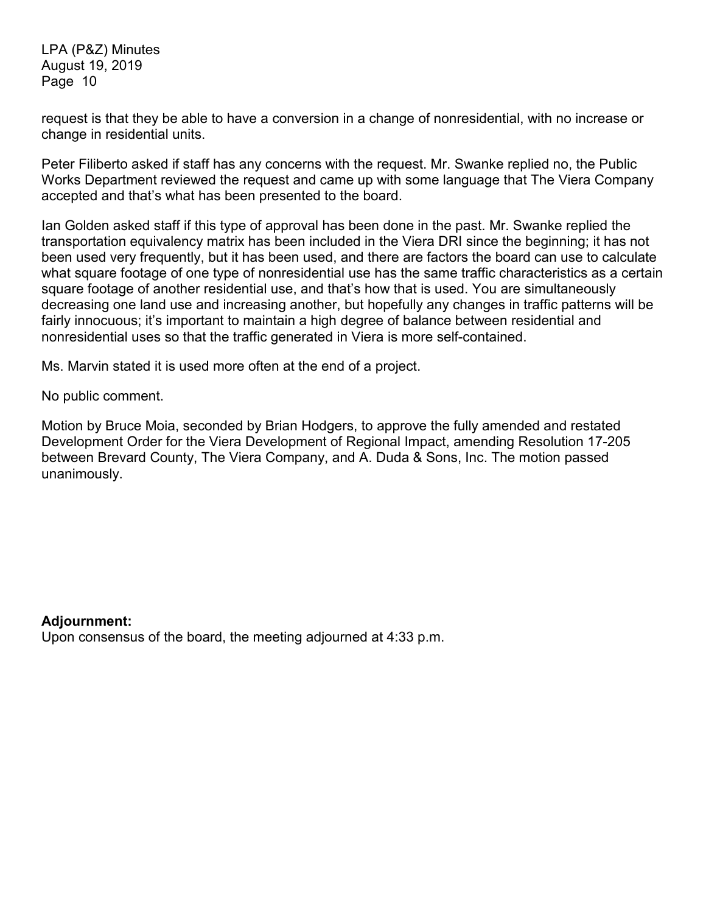request is that they be able to have a conversion in a change of nonresidential, with no increase or change in residential units.

Peter Filiberto asked if staff has any concerns with the request. Mr. Swanke replied no, the Public Works Department reviewed the request and came up with some language that The Viera Company accepted and that's what has been presented to the board.

Ian Golden asked staff if this type of approval has been done in the past. Mr. Swanke replied the transportation equivalency matrix has been included in the Viera DRI since the beginning; it has not been used very frequently, but it has been used, and there are factors the board can use to calculate what square footage of one type of nonresidential use has the same traffic characteristics as a certain square footage of another residential use, and that's how that is used. You are simultaneously decreasing one land use and increasing another, but hopefully any changes in traffic patterns will be fairly innocuous; it's important to maintain a high degree of balance between residential and nonresidential uses so that the traffic generated in Viera is more self-contained.

Ms. Marvin stated it is used more often at the end of a project.

No public comment.

Motion by Bruce Moia, seconded by Brian Hodgers, to approve the fully amended and restated Development Order for the Viera Development of Regional Impact, amending Resolution 17-205 between Brevard County, The Viera Company, and A. Duda & Sons, Inc. The motion passed unanimously.

**Adjournment:**
Upon consensus of the board, the meeting adjourned at 4:33 p.m.